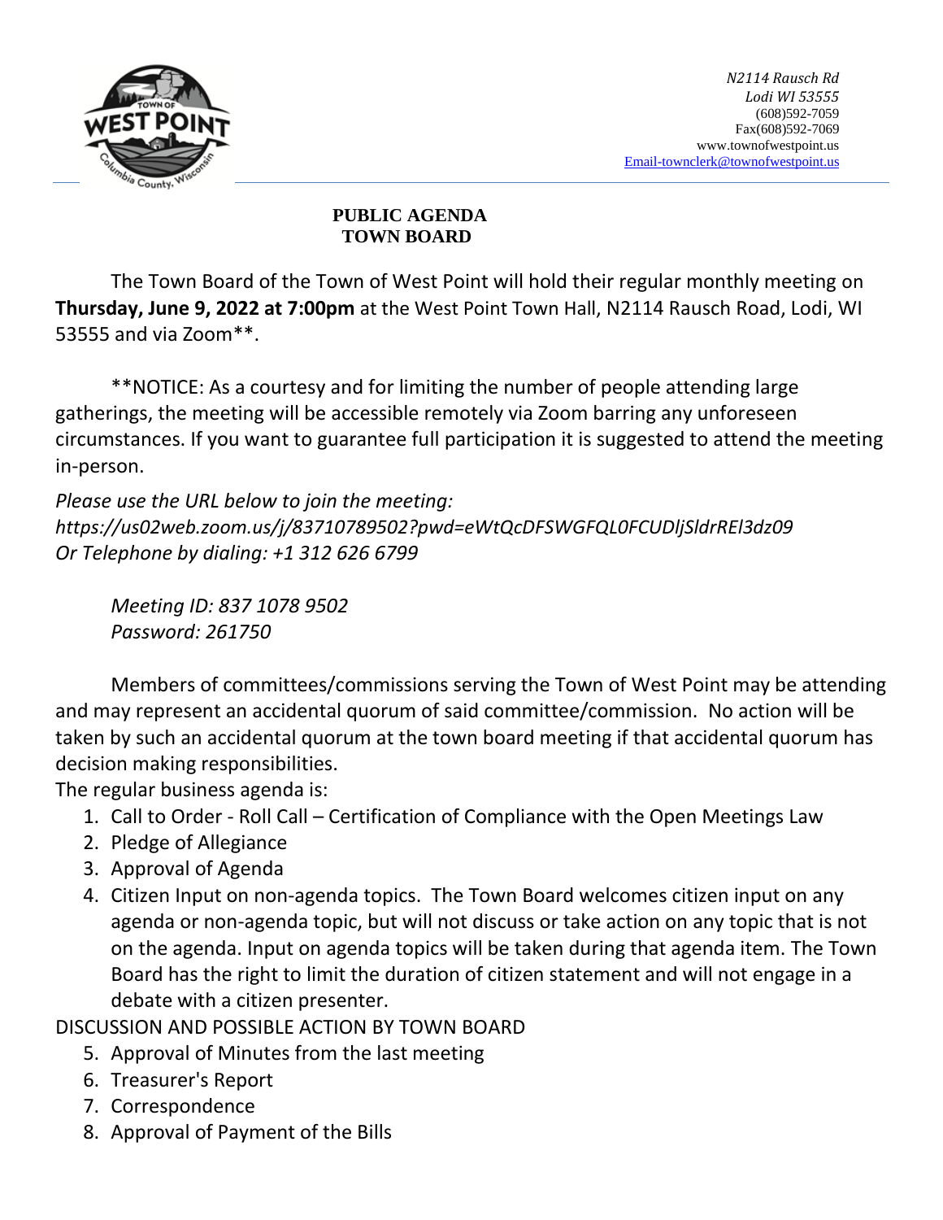N2114 Rausch Rd
Lodi WI 53555
(608)592-7059
Fax(608)592-7069
www.townofwestpoint.us
Email-townclerk@townofwestpoint.us

**PUBLIC AGENDA**
**TOWN BOARD**

The Town Board of the Town of West Point will hold their regular monthly meeting on **Thursday, June 9, 2022 at 7:00pm** at the West Point Town Hall, N2114 Rausch Road, Lodi, WI 53555 and via Zoom**.

**NOTICE: As a courtesy and for limiting the number of people attending large gatherings, the meeting will be accessible remotely via Zoom barring any unforeseen circumstances. If you want to guarantee full participation it is suggested to attend the meeting in-person.

*Please use the URL below to join the meeting:*
*https://us02web.zoom.us/j/83710789502?pwd=eWtQcDFSWGFQL0FCUDljSldrREl3dz09*
*Or Telephone by dialing: +1 312 626 6799*

*Meeting ID: 837 1078 9502*
*Password: 261750*

Members of committees/commissions serving the Town of West Point may be attending and may represent an accidental quorum of said committee/commission. No action will be taken by such an accidental quorum at the town board meeting if that accidental quorum has decision making responsibilities.

The regular business agenda is:

1. Call to Order - Roll Call – Certification of Compliance with the Open Meetings Law
2. Pledge of Allegiance
3. Approval of Agenda
4. Citizen Input on non-agenda topics. The Town Board welcomes citizen input on any agenda or non-agenda topic, but will not discuss or take action on any topic that is not on the agenda. Input on agenda topics will be taken during that agenda item. The Town Board has the right to limit the duration of citizen statement and will not engage in a debate with a citizen presenter.

DISCUSSION AND POSSIBLE ACTION BY TOWN BOARD

5. Approval of Minutes from the last meeting
6. Treasurer's Report
7. Correspondence
8. Approval of Payment of the Bills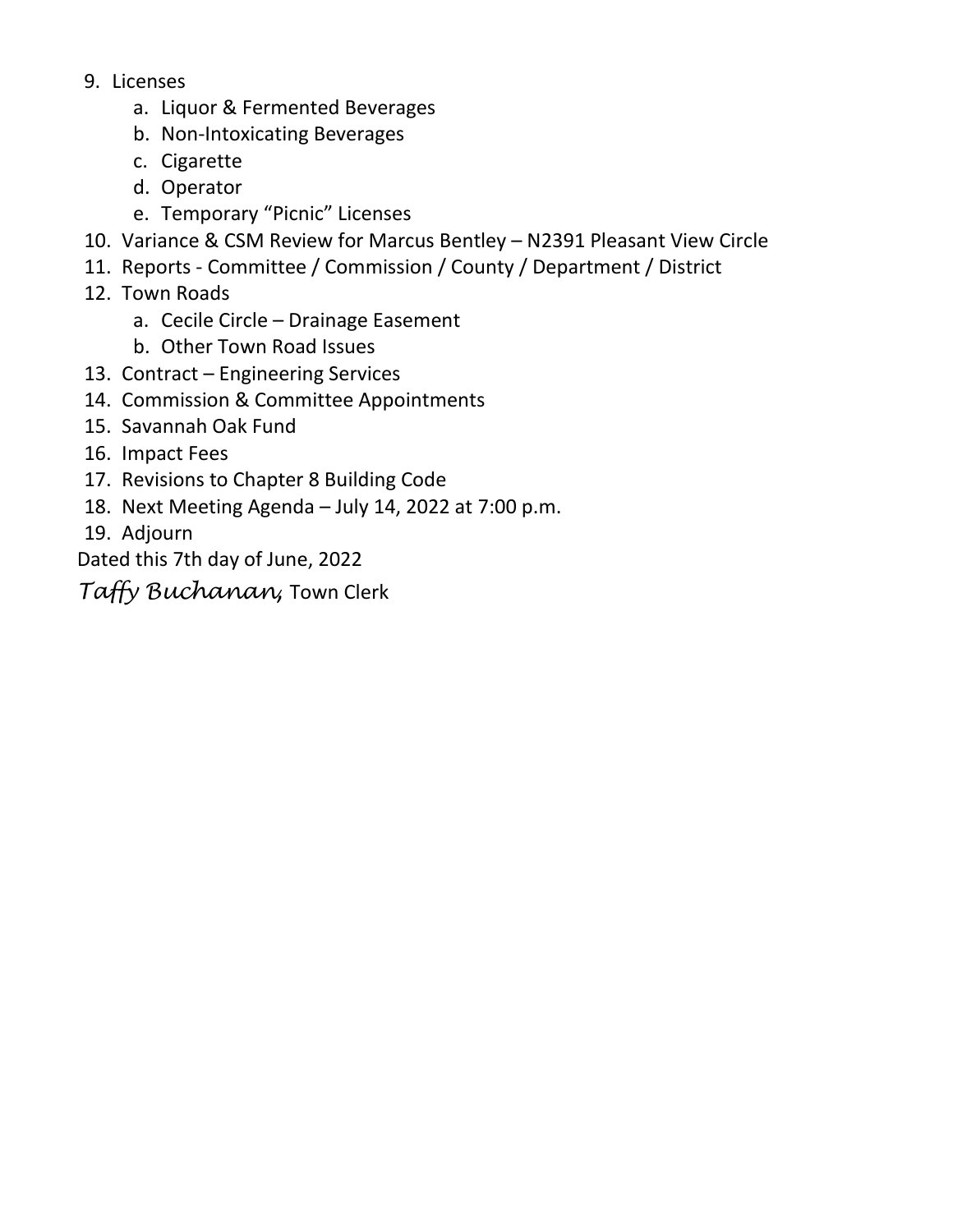9. Licenses
    a. Liquor & Fermented Beverages
    b. Non-Intoxicating Beverages
    c. Cigarette
    d. Operator
    e. Temporary "Picnic" Licenses
10. Variance & CSM Review for Marcus Bentley – N2391 Pleasant View Circle
11. Reports - Committee / Commission / County / Department / District
12. Town Roads
    a. Cecile Circle – Drainage Easement
    b. Other Town Road Issues
13. Contract – Engineering Services
14. Commission & Committee Appointments
15. Savannah Oak Fund
16. Impact Fees
17. Revisions to Chapter 8 Building Code
18. Next Meeting Agenda – July 14, 2022 at 7:00 p.m.
19. Adjourn

Dated this 7th day of June, 2022

*Taffy Buchanan*, Town Clerk